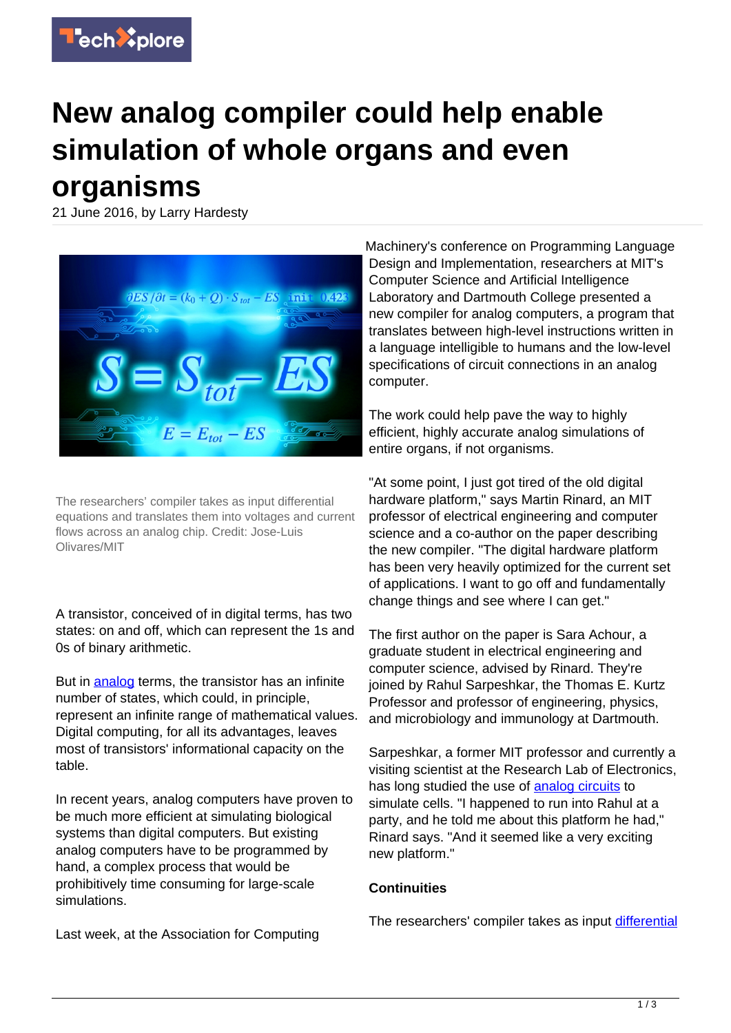# New analog compiler could help enable simulation of whole organs and even organisms

21 June 2016, by Larry Hardesty

The researchers' compiler takes as input differential equations and translates them into voltages and current flows across an analog chip. Credit: Jose-Luis Olivares/MIT

A transistor, conceived of in digital terms, has two states: on and off, which can represent the 1s and 0s of binary arithmetic.

But in analog terms, the transistor has an infinite number of states, which could, in principle, represent an infinite range of mathematical values. Digital computing, for all its advantages, leaves most of transistors' informational capacity on the table.

In recent years, analog computers have proven to be much more efficient at simulating biological systems than digital computers. But existing analog computers have to be programmed by hand, a complex process that would be prohibitively time consuming for large-scale simulations.

Last week, at the Association for Computing Machinery's conference on Programming Language Design and Implementation, researchers at MIT's Computer Science and Artificial Intelligence Laboratory and Dartmouth College presented a new compiler for analog computers, a program that translates between high-level instructions written in a language intelligible to humans and the low-level specifications of circuit connections in an analog computer.

The work could help pave the way to highly efficient, highly accurate analog simulations of entire organs, if not organisms.

"At some point, I just got tired of the old digital hardware platform," says Martin Rinard, an MIT professor of electrical engineering and computer science and a co-author on the paper describing the new compiler. "The digital hardware platform has been very heavily optimized for the current set of applications. I want to go off and fundamentally change things and see where I can get."

The first author on the paper is Sara Achour, a graduate student in electrical engineering and computer science, advised by Rinard. They're joined by Rahul Sarpeshkar, the Thomas E. Kurtz Professor and professor of engineering, physics, and microbiology and immunology at Dartmouth.

Sarpeshkar, a former MIT professor and currently a visiting scientist at the Research Lab of Electronics, has long studied the use of analog circuits to simulate cells. "I happened to run into Rahul at a party, and he told me about this platform he had," Rinard says. "And it seemed like a very exciting new platform."

### Continuities

The researchers' compiler takes as input differential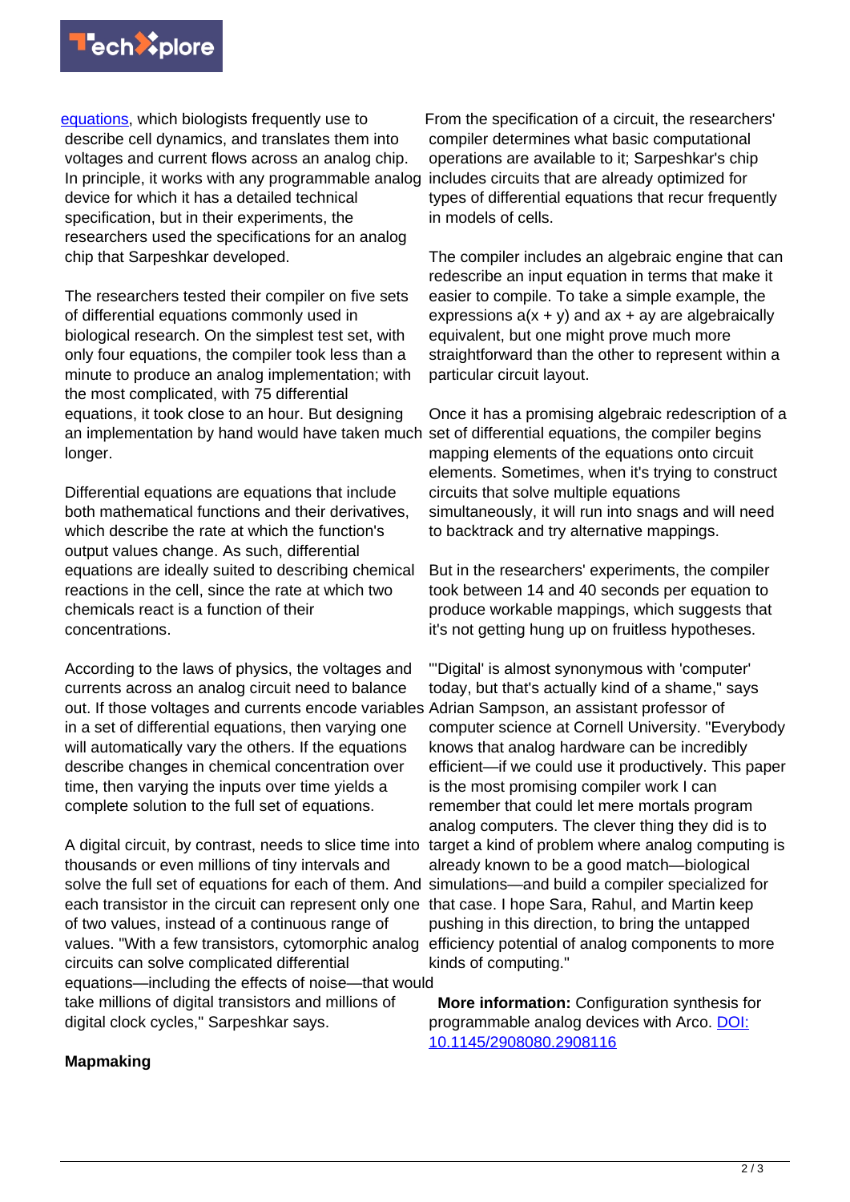equations, which biologists frequently use to describe cell dynamics, and translates them into voltages and current flows across an analog chip. In principle, it works with any programmable analog device for which it has a detailed technical specification, but in their experiments, the researchers used the specifications for an analog chip that Sarpeshkar developed.

The researchers tested their compiler on five sets of differential equations commonly used in biological research. On the simplest test set, with only four equations, the compiler took less than a minute to produce an analog implementation; with the most complicated, with 75 differential equations, it took close to an hour. But designing an implementation by hand would have taken much longer.

Differential equations are equations that include both mathematical functions and their derivatives, which describe the rate at which the function's output values change. As such, differential equations are ideally suited to describing chemical reactions in the cell, since the rate at which two chemicals react is a function of their concentrations.

According to the laws of physics, the voltages and currents across an analog circuit need to balance out. If those voltages and currents encode variables in a set of differential equations, then varying one will automatically vary the others. If the equations describe changes in chemical concentration over time, then varying the inputs over time yields a complete solution to the full set of equations.

A digital circuit, by contrast, needs to slice time into thousands or even millions of tiny intervals and solve the full set of equations for each of them. And each transistor in the circuit can represent only one of two values, instead of a continuous range of values. "With a few transistors, cytomorphic analog circuits can solve complicated differential equations—including the effects of noise—that would take millions of digital transistors and millions of digital clock cycles," Sarpeshkar says.

## Mapmaking

From the specification of a circuit, the researchers' compiler determines what basic computational operations are available to it; Sarpeshkar's chip includes circuits that are already optimized for types of differential equations that recur frequently in models of cells.

The compiler includes an algebraic engine that can redescribe an input equation in terms that make it easier to compile. To take a simple example, the expressions $a(x + y)$ and $ax + ay$ are algebraically equivalent, but one might prove much more straightforward than the other to represent within a particular circuit layout.

Once it has a promising algebraic redescription of a set of differential equations, the compiler begins mapping elements of the equations onto circuit elements. Sometimes, when it's trying to construct circuits that solve multiple equations simultaneously, it will run into snags and will need to backtrack and try alternative mappings.

But in the researchers' experiments, the compiler took between 14 and 40 seconds per equation to produce workable mappings, which suggests that it's not getting hung up on fruitless hypotheses.

"'Digital' is almost synonymous with 'computer' today, but that's actually kind of a shame," says Adrian Sampson, an assistant professor of computer science at Cornell University. "Everybody knows that analog hardware can be incredibly efficient—if we could use it productively. This paper is the most promising compiler work I can remember that could let mere mortals program analog computers. The clever thing they did is to target a kind of problem where analog computing is already known to be a good match—biological simulations—and build a compiler specialized for that case. I hope Sara, Rahul, and Martin keep pushing in this direction, to bring the untapped efficiency potential of analog components to more kinds of computing."

**More information:** Configuration synthesis for programmable analog devices with Arco. DOI: 10.1145/2908080.2908116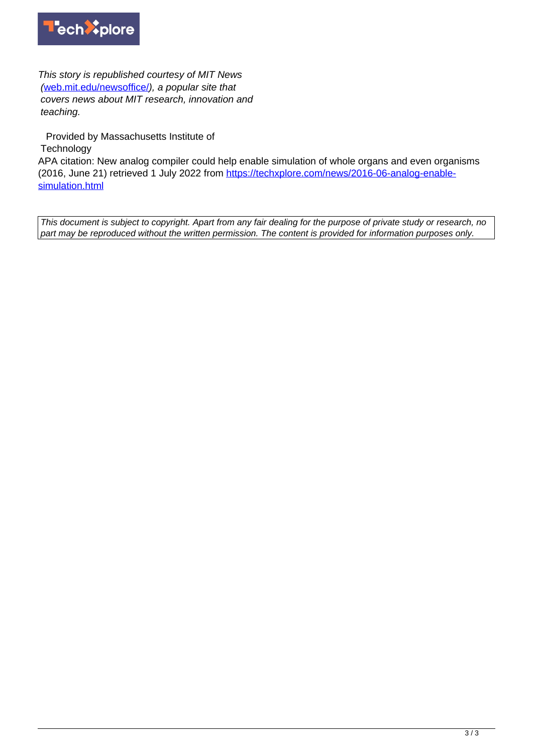*This story is republished courtesy of MIT News (web.mit.edu/newsoffice/), a popular site that covers news about MIT research, innovation and teaching.*

Provided by Massachusetts Institute of Technology

APA citation: New analog compiler could help enable simulation of whole organs and even organisms (2016, June 21) retrieved 1 July 2022 from https://techxplore.com/news/2016-06-analog-enable-simulation.html

*This document is subject to copyright. Apart from any fair dealing for the purpose of private study or research, no part may be reproduced without the written permission. The content is provided for information purposes only.*